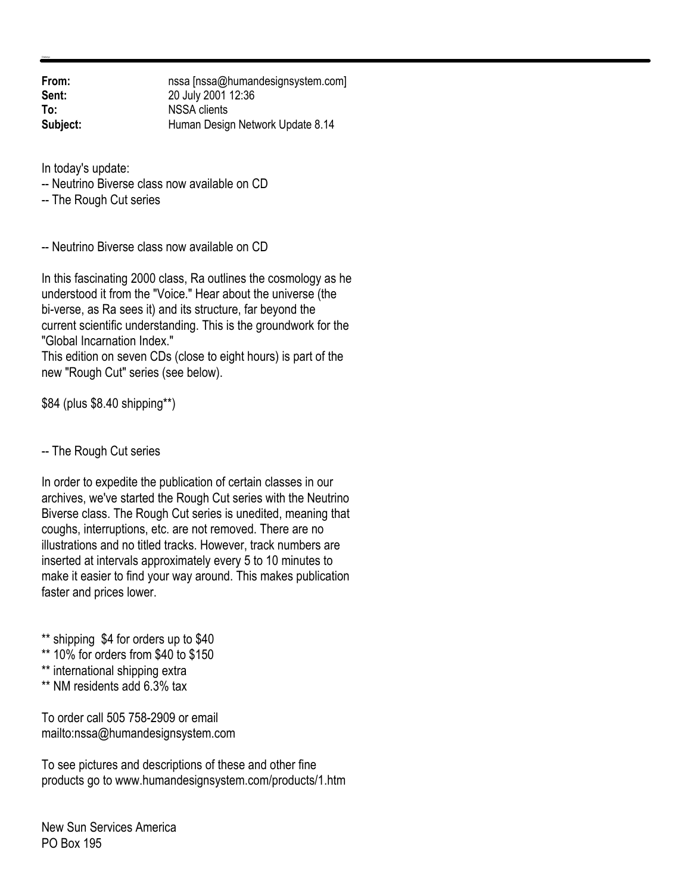**From:** nssa [nssa@humandesignsystem.com]
**Sent:** 20 July 2001 12:36
**To:** NSSA clients
**Subject:** Human Design Network Update 8.14

In today's update:
-- Neutrino Biverse class now available on CD
-- The Rough Cut series

-- Neutrino Biverse class now available on CD

In this fascinating 2000 class, Ra outlines the cosmology as he understood it from the "Voice." Hear about the universe (the bi-verse, as Ra sees it) and its structure, far beyond the current scientific understanding. This is the groundwork for the "Global Incarnation Index."
This edition on seven CDs (close to eight hours) is part of the new "Rough Cut" series (see below).

$84 (plus $8.40 shipping**)

-- The Rough Cut series

In order to expedite the publication of certain classes in our archives, we've started the Rough Cut series with the Neutrino Biverse class. The Rough Cut series is unedited, meaning that coughs, interruptions, etc. are not removed. There are no illustrations and no titled tracks. However, track numbers are inserted at intervals approximately every 5 to 10 minutes to make it easier to find your way around. This makes publication faster and prices lower.

** shipping  $4 for orders up to $40
** 10% for orders from $40 to $150
** international shipping extra
** NM residents add 6.3% tax

To order call 505 758-2909 or email
mailto:nssa@humandesignsystem.com

To see pictures and descriptions of these and other fine products go to www.humandesignsystem.com/products/1.htm

New Sun Services America
PO Box 195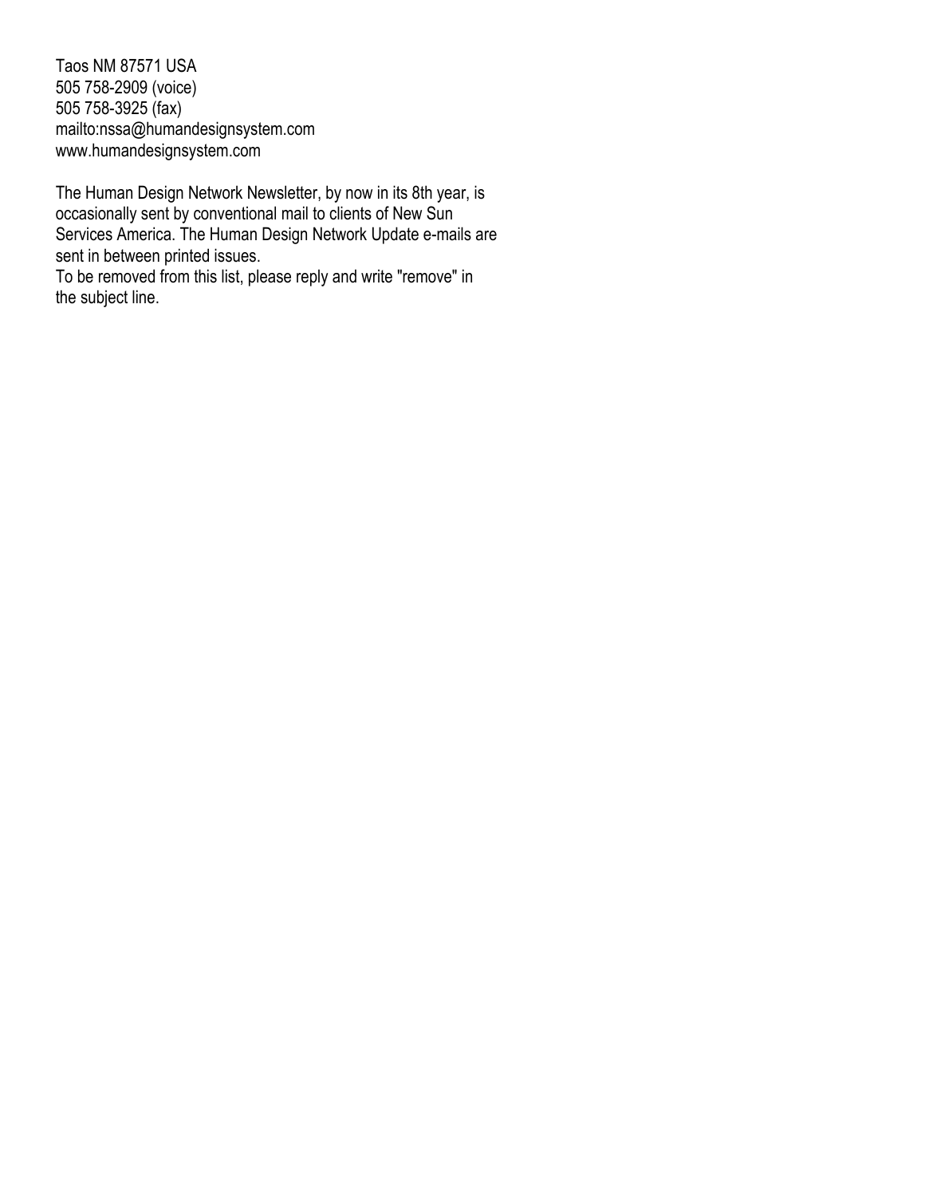Taos NM 87571 USA
505 758-2909 (voice)
505 758-3925 (fax)
mailto:nssa@humandesignsystem.com
www.humandesignsystem.com

The Human Design Network Newsletter, by now in its 8th year, is occasionally sent by conventional mail to clients of New Sun Services America. The Human Design Network Update e-mails are sent in between printed issues.
To be removed from this list, please reply and write "remove" in the subject line.